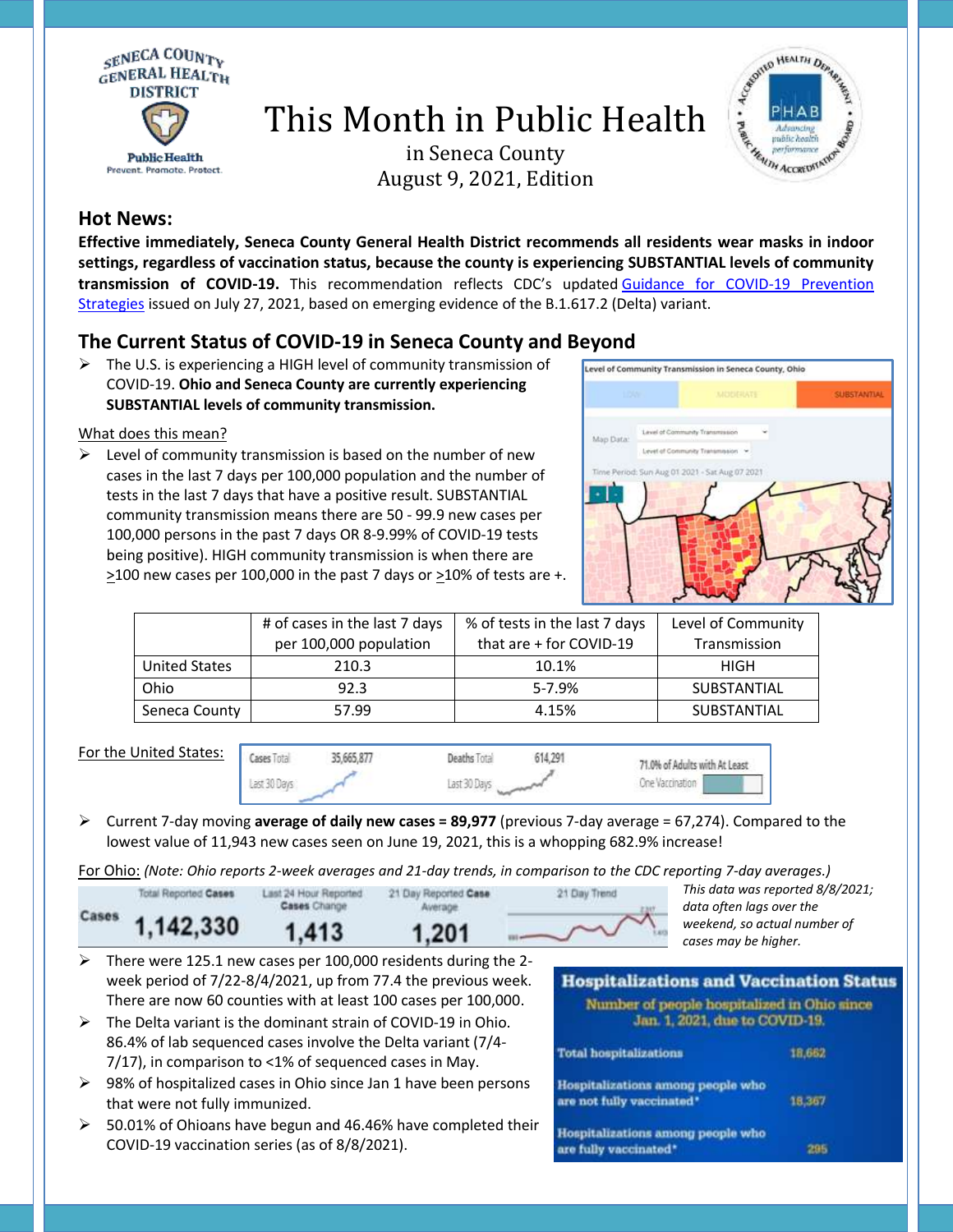# This Month in Public Health

in Seneca County
August 9, 2021, Edition

## Hot News:

**Effective immediately, Seneca County General Health District recommends all residents wear masks in indoor settings, regardless of vaccination status, because the county is experiencing SUBSTANTIAL levels of community transmission of COVID-19.** This recommendation reflects CDC's updated Guidance for COVID-19 Prevention Strategies issued on July 27, 2021, based on emerging evidence of the B.1.617.2 (Delta) variant.

## The Current Status of COVID-19 in Seneca County and Beyond

- The U.S. is experiencing a HIGH level of community transmission of COVID-19. **Ohio and Seneca County are currently experiencing SUBSTANTIAL levels of community transmission.**

What does this mean?

- Level of community transmission is based on the number of new cases in the last 7 days per 100,000 population and the number of tests in the last 7 days that have a positive result. SUBSTANTIAL community transmission means there are 50 - 99.9 new cases per 100,000 persons in the past 7 days OR 8-9.99% of COVID-19 tests being positive). HIGH community transmission is when there are ≥100 new cases per 100,000 in the past 7 days or ≥10% of tests are +.

| | # of cases in the last 7 days per 100,000 population | % of tests in the last 7 days that are + for COVID-19 | Level of Community Transmission |
|---|---|---|---|
| United States | 210.3 | 10.1% | HIGH |
| Ohio | 92.3 | 5-7.9% | SUBSTANTIAL |
| Seneca County | 57.99 | 4.15% | SUBSTANTIAL |

For the United States:

Cases Total 35,665,877 (Last 30 Days) | Deaths Total 614,291 (Last 30 Days) | 71.0% of Adults with At Least One Vaccination

- Current 7-day moving **average of daily new cases = 89,977** (previous 7-day average = 67,274). Compared to the lowest value of 11,943 new cases seen on June 19, 2021, this is a whopping 682.9% increase!

For Ohio: *(Note: Ohio reports 2-week averages and 21-day trends, in comparison to the CDC reporting 7-day averages.)*

Cases — Total Reported Cases: 1,142,330 | Last 24 Hour Reported Cases Change: 1,413 | 21 Day Reported Case Average: 1,201 | 21 Day Trend

*This data was reported 8/8/2021; data often lags over the weekend, so actual number of cases may be higher.*

- There were 125.1 new cases per 100,000 residents during the 2-week period of 7/22-8/4/2021, up from 77.4 the previous week. There are now 60 counties with at least 100 cases per 100,000.
- The Delta variant is the dominant strain of COVID-19 in Ohio. 86.4% of lab sequenced cases involve the Delta variant (7/4-7/17), in comparison to <1% of sequenced cases in May.
- 98% of hospitalized cases in Ohio since Jan 1 have been persons that were not fully immunized.
- 50.01% of Ohioans have begun and 46.46% have completed their COVID-19 vaccination series (as of 8/8/2021).

**Hospitalizations and Vaccination Status**

Number of people hospitalized in Ohio since Jan. 1, 2021, due to COVID-19.

| | |
|---|---|
| Total hospitalizations | 18,662 |
| Hospitalizations among people who are not fully vaccinated* | 18,367 |
| Hospitalizations among people who are fully vaccinated* | 295 |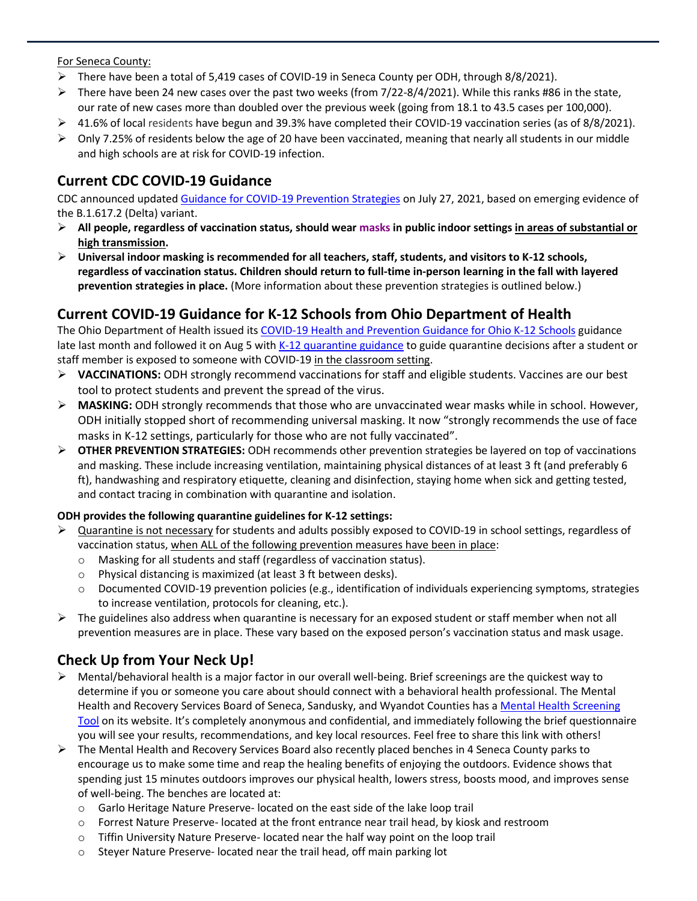For Seneca County:

- There have been a total of 5,419 cases of COVID-19 in Seneca County per ODH, through 8/8/2021).
- There have been 24 new cases over the past two weeks (from 7/22-8/4/2021). While this ranks #86 in the state, our rate of new cases more than doubled over the previous week (going from 18.1 to 43.5 cases per 100,000).
- 41.6% of local residents have begun and 39.3% have completed their COVID-19 vaccination series (as of 8/8/2021).
- Only 7.25% of residents below the age of 20 have been vaccinated, meaning that nearly all students in our middle and high schools are at risk for COVID-19 infection.

## Current CDC COVID-19 Guidance

CDC announced updated Guidance for COVID-19 Prevention Strategies on July 27, 2021, based on emerging evidence of the B.1.617.2 (Delta) variant.

- **All people, regardless of vaccination status, should wear masks in public indoor settings in areas of substantial or high transmission.**
- **Universal indoor masking is recommended for all teachers, staff, students, and visitors to K-12 schools, regardless of vaccination status. Children should return to full-time in-person learning in the fall with layered prevention strategies in place.** (More information about these prevention strategies is outlined below.)

## Current COVID-19 Guidance for K-12 Schools from Ohio Department of Health

The Ohio Department of Health issued its COVID-19 Health and Prevention Guidance for Ohio K-12 Schools guidance late last month and followed it on Aug 5 with K-12 quarantine guidance to guide quarantine decisions after a student or staff member is exposed to someone with COVID-19 in the classroom setting.

- **VACCINATIONS:** ODH strongly recommend vaccinations for staff and eligible students. Vaccines are our best tool to protect students and prevent the spread of the virus.
- **MASKING:** ODH strongly recommends that those who are unvaccinated wear masks while in school. However, ODH initially stopped short of recommending universal masking. It now "strongly recommends the use of face masks in K-12 settings, particularly for those who are not fully vaccinated".
- **OTHER PREVENTION STRATEGIES:** ODH recommends other prevention strategies be layered on top of vaccinations and masking. These include increasing ventilation, maintaining physical distances of at least 3 ft (and preferably 6 ft), handwashing and respiratory etiquette, cleaning and disinfection, staying home when sick and getting tested, and contact tracing in combination with quarantine and isolation.

**ODH provides the following quarantine guidelines for K-12 settings:**

- Quarantine is not necessary for students and adults possibly exposed to COVID-19 in school settings, regardless of vaccination status, when ALL of the following prevention measures have been in place:
  - Masking for all students and staff (regardless of vaccination status).
  - Physical distancing is maximized (at least 3 ft between desks).
  - Documented COVID-19 prevention policies (e.g., identification of individuals experiencing symptoms, strategies to increase ventilation, protocols for cleaning, etc.).
- The guidelines also address when quarantine is necessary for an exposed student or staff member when not all prevention measures are in place. These vary based on the exposed person's vaccination status and mask usage.

## Check Up from Your Neck Up!

- Mental/behavioral health is a major factor in our overall well-being. Brief screenings are the quickest way to determine if you or someone you care about should connect with a behavioral health professional. The Mental Health and Recovery Services Board of Seneca, Sandusky, and Wyandot Counties has a Mental Health Screening Tool on its website. It's completely anonymous and confidential, and immediately following the brief questionnaire you will see your results, recommendations, and key local resources. Feel free to share this link with others!
- The Mental Health and Recovery Services Board also recently placed benches in 4 Seneca County parks to encourage us to make some time and reap the healing benefits of enjoying the outdoors. Evidence shows that spending just 15 minutes outdoors improves our physical health, lowers stress, boosts mood, and improves sense of well-being. The benches are located at:
  - Garlo Heritage Nature Preserve- located on the east side of the lake loop trail
  - Forrest Nature Preserve- located at the front entrance near trail head, by kiosk and restroom
  - Tiffin University Nature Preserve- located near the half way point on the loop trail
  - Steyer Nature Preserve- located near the trail head, off main parking lot